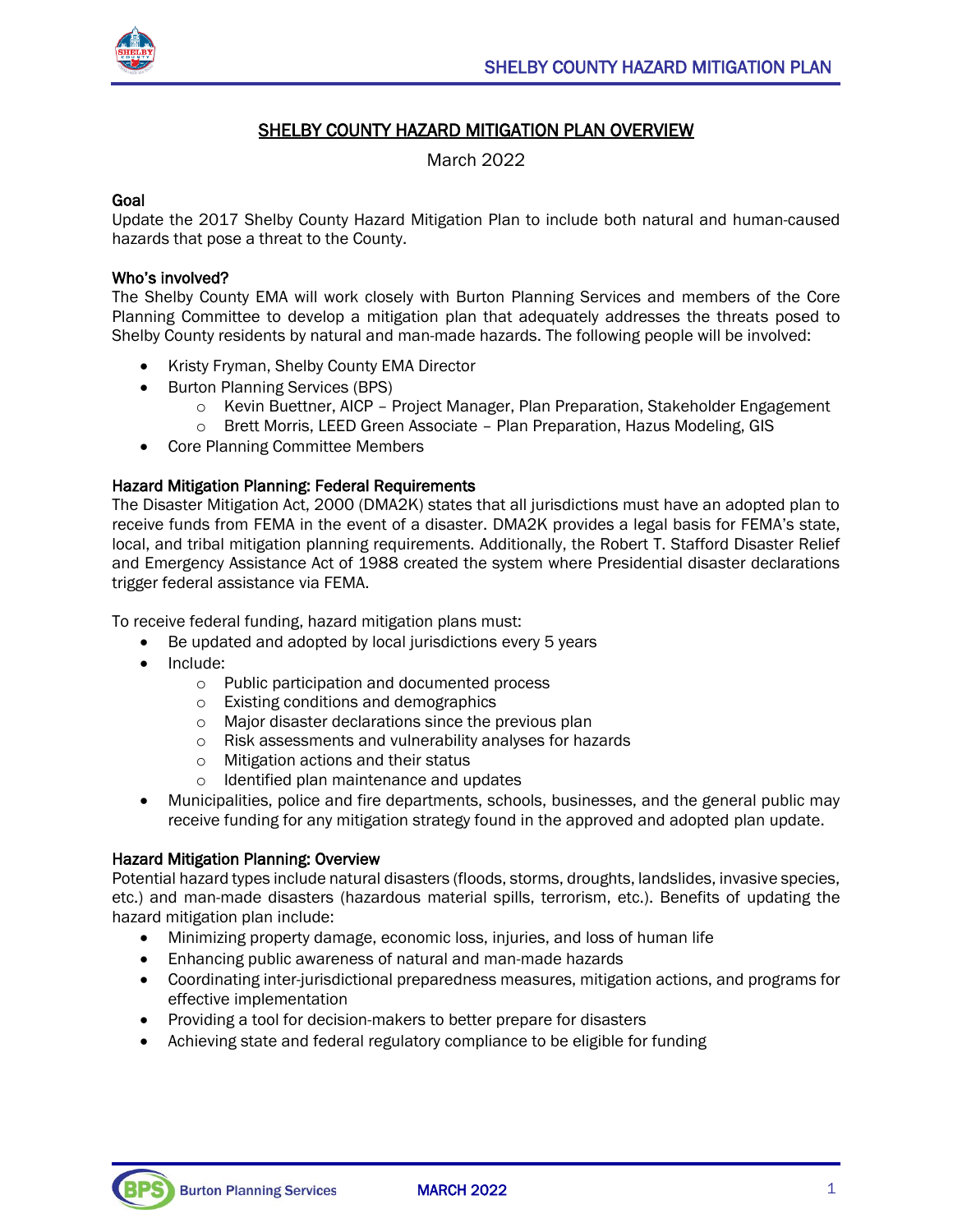# SHELBY COUNTY HAZARD MITIGATION PLAN OVERVIEW

March 2022

## Goal

Update the 2017 Shelby County Hazard Mitigation Plan to include both natural and human-caused hazards that pose a threat to the County.

## Who's involved?

The Shelby County EMA will work closely with Burton Planning Services and members of the Core Planning Committee to develop a mitigation plan that adequately addresses the threats posed to Shelby County residents by natural and man-made hazards. The following people will be involved:

- Kristy Fryman, Shelby County EMA Director
- Burton Planning Services (BPS)
  - Kevin Buettner, AICP – Project Manager, Plan Preparation, Stakeholder Engagement
  - Brett Morris, LEED Green Associate – Plan Preparation, Hazus Modeling, GIS
- Core Planning Committee Members

## Hazard Mitigation Planning: Federal Requirements

The Disaster Mitigation Act, 2000 (DMA2K) states that all jurisdictions must have an adopted plan to receive funds from FEMA in the event of a disaster. DMA2K provides a legal basis for FEMA's state, local, and tribal mitigation planning requirements. Additionally, the Robert T. Stafford Disaster Relief and Emergency Assistance Act of 1988 created the system where Presidential disaster declarations trigger federal assistance via FEMA.

To receive federal funding, hazard mitigation plans must:

- Be updated and adopted by local jurisdictions every 5 years
- Include:
  - Public participation and documented process
  - Existing conditions and demographics
  - Major disaster declarations since the previous plan
  - Risk assessments and vulnerability analyses for hazards
  - Mitigation actions and their status
  - Identified plan maintenance and updates
- Municipalities, police and fire departments, schools, businesses, and the general public may receive funding for any mitigation strategy found in the approved and adopted plan update.

## Hazard Mitigation Planning: Overview

Potential hazard types include natural disasters (floods, storms, droughts, landslides, invasive species, etc.) and man-made disasters (hazardous material spills, terrorism, etc.). Benefits of updating the hazard mitigation plan include:

- Minimizing property damage, economic loss, injuries, and loss of human life
- Enhancing public awareness of natural and man-made hazards
- Coordinating inter-jurisdictional preparedness measures, mitigation actions, and programs for effective implementation
- Providing a tool for decision-makers to better prepare for disasters
- Achieving state and federal regulatory compliance to be eligible for funding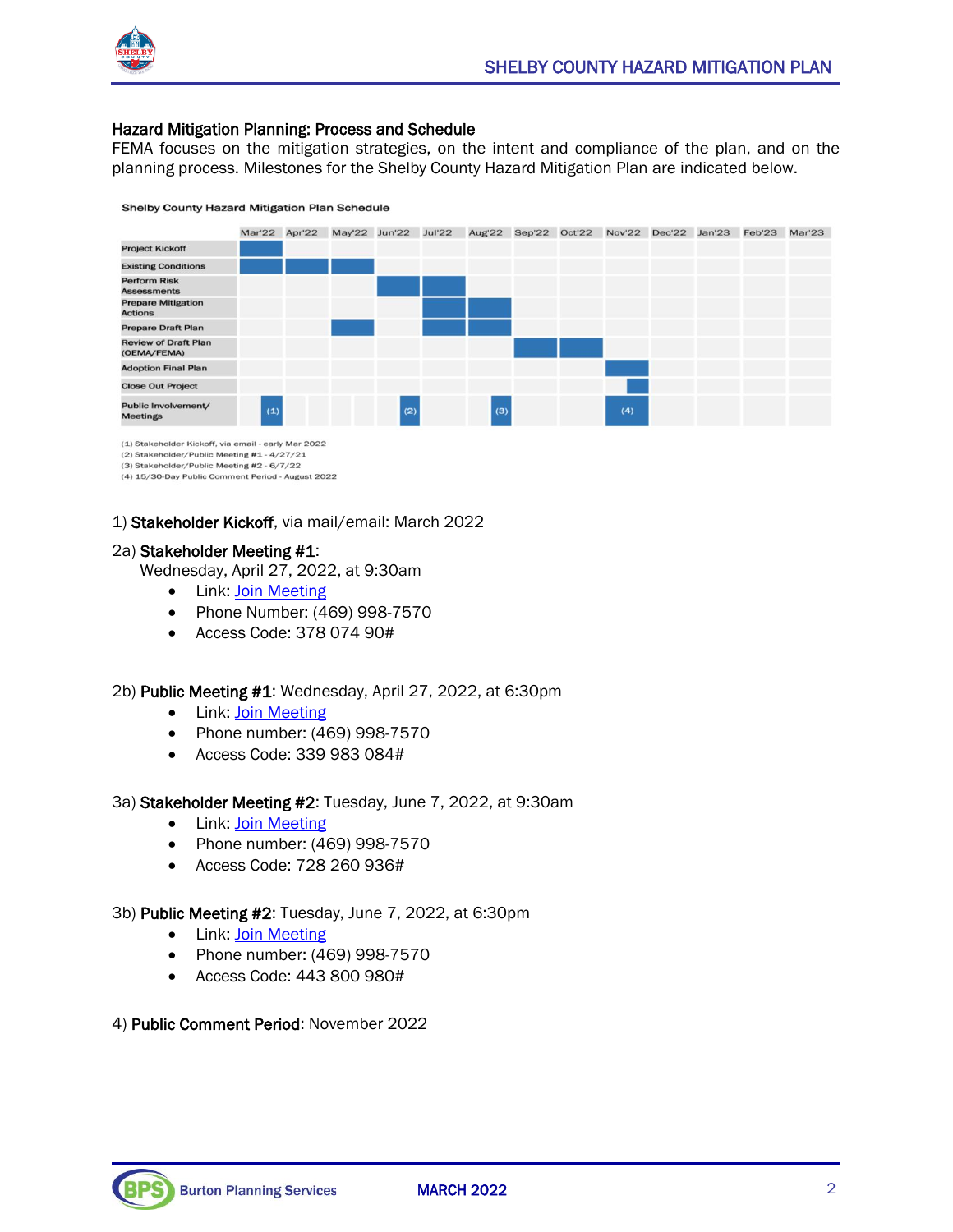## Hazard Mitigation Planning: Process and Schedule

FEMA focuses on the mitigation strategies, on the intent and compliance of the plan, and on the planning process. Milestones for the Shelby County Hazard Mitigation Plan are indicated below.

**Shelby County Hazard Mitigation Plan Schedule**

| | Mar'22 | Apr'22 | May'22 | Jun'22 | Jul'22 | Aug'22 | Sep'22 | Oct'22 | Nov'22 | Dec'22 | Jan'23 | Feb'23 | Mar'23 |
|---|---|---|---|---|---|---|---|---|---|---|---|---|---|
| Project Kickoff | ■ | | | | | | | | | | | | |
| Existing Conditions | ■ | ■ | ■ | | | | | | | | | | |
| Perform Risk Assessments | | | | ■ | ■ | | | | | | | | |
| Prepare Mitigation Actions | | | | | ■ | ■ | | | | | | | |
| Prepare Draft Plan | | | ■ | | ■ | ■ | | | | | | | |
| Review of Draft Plan (OEMA/FEMA) | | | | | | | ■ | ■ | | | | | |
| Adoption Final Plan | | | | | | | | | ■ | | | | |
| Close Out Project | | | | | | | | | ■ | | | | |
| Public Involvement/ Meetings | (1) | | | (2) | | (3) | | | (4) | | | | |

(1) Stakeholder Kickoff, via email - early Mar 2022
(2) Stakeholder/Public Meeting #1 - 4/27/21
(3) Stakeholder/Public Meeting #2 - 6/7/22
(4) 15/30-Day Public Comment Period - August 2022

1) **Stakeholder Kickoff**, via mail/email: March 2022

2a) **Stakeholder Meeting #1**:
Wednesday, April 27, 2022, at 9:30am
- Link: Join Meeting
- Phone Number: (469) 998-7570
- Access Code: 378 074 90#

2b) **Public Meeting #1**: Wednesday, April 27, 2022, at 6:30pm
- Link: Join Meeting
- Phone number: (469) 998-7570
- Access Code: 339 983 084#

3a) **Stakeholder Meeting #2**: Tuesday, June 7, 2022, at 9:30am
- Link: Join Meeting
- Phone number: (469) 998-7570
- Access Code: 728 260 936#

3b) **Public Meeting #2**: Tuesday, June 7, 2022, at 6:30pm
- Link: Join Meeting
- Phone number: (469) 998-7570
- Access Code: 443 800 980#

4) **Public Comment Period**: November 2022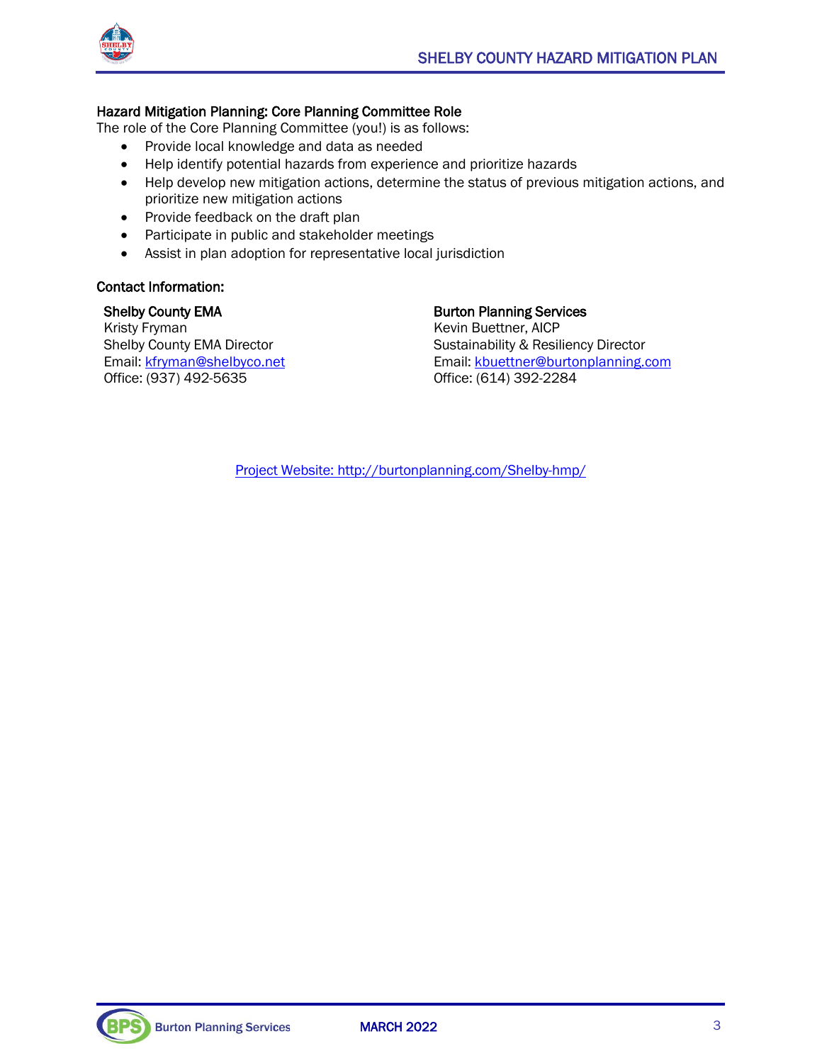### Hazard Mitigation Planning: Core Planning Committee Role

The role of the Core Planning Committee (you!) is as follows:

- Provide local knowledge and data as needed
- Help identify potential hazards from experience and prioritize hazards
- Help develop new mitigation actions, determine the status of previous mitigation actions, and prioritize new mitigation actions
- Provide feedback on the draft plan
- Participate in public and stakeholder meetings
- Assist in plan adoption for representative local jurisdiction

### Contact Information:

**Shelby County EMA**
Kristy Fryman
Shelby County EMA Director
Email: kfryman@shelbyco.net
Office: (937) 492-5635

**Burton Planning Services**
Kevin Buettner, AICP
Sustainability & Resiliency Director
Email: kbuettner@burtonplanning.com
Office: (614) 392-2284

Project Website: http://burtonplanning.com/Shelby-hmp/